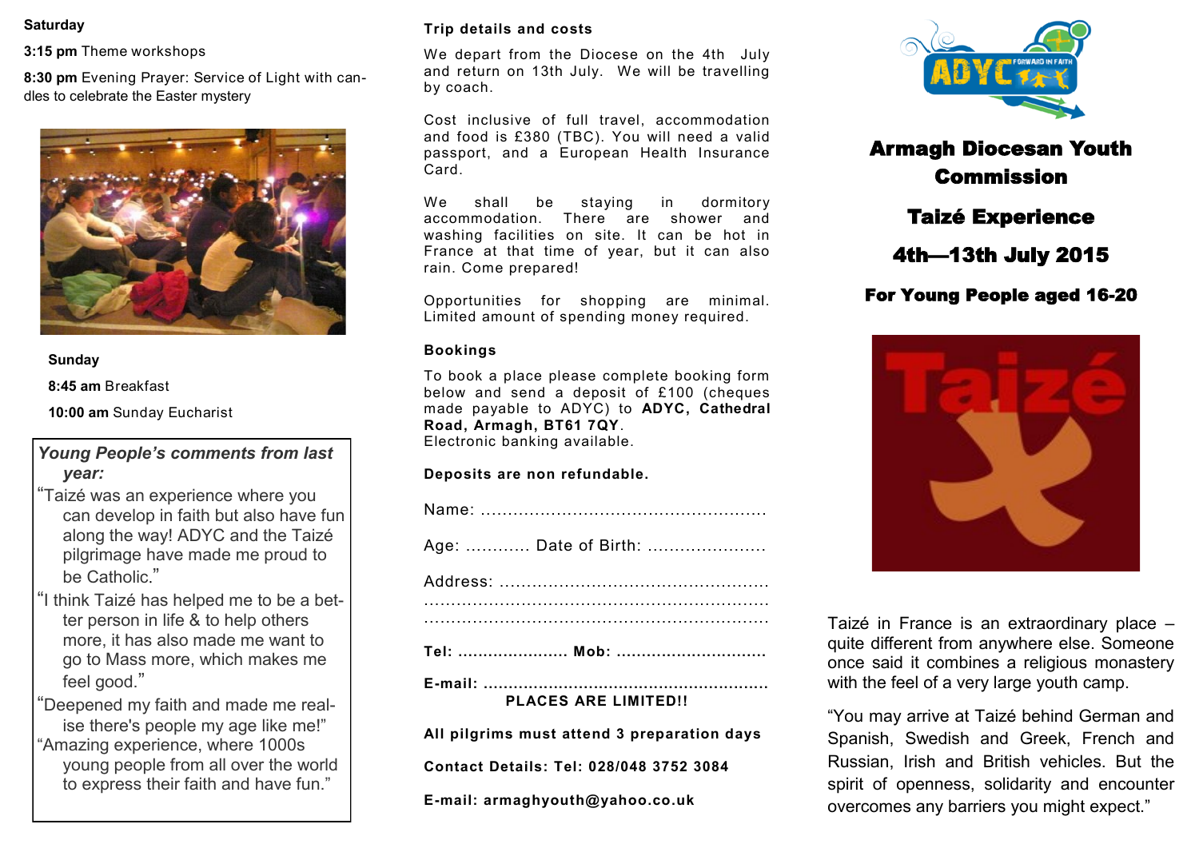**Saturday**

**3:15 pm** Theme workshops

**8:30 pm** Evening Prayer: Service of Light with candles to celebrate the Easter mystery

**Sunday**

**8:45 am** Breakfast

**10:00 am** Sunday Eucharist

***Young People's comments from last year:***

"Taizé was an experience where you can develop in faith but also have fun along the way! ADYC and the Taizé pilgrimage have made me proud to be Catholic."

"I think Taizé has helped me to be a better person in life & to help others more, it has also made me want to go to Mass more, which makes me feel good."

"Deepened my faith and made me realise there's people my age like me!"

"Amazing experience, where 1000s young people from all over the world to express their faith and have fun."

**Trip details and costs**

We depart from the Diocese on the 4th July and return on 13th July. We will be travelling by coach.

Cost inclusive of full travel, accommodation and food is £380 (TBC). You will need a valid passport, and a European Health Insurance Card.

We shall be staying in dormitory accommodation. There are shower and washing facilities on site. It can be hot in France at that time of year, but it can also rain. Come prepared!

Opportunities for shopping are minimal. Limited amount of spending money required.

**Bookings**

To book a place please complete booking form below and send a deposit of £100 (cheques made payable to ADYC) to **ADYC, Cathedral Road, Armagh, BT61 7QY**.
Electronic banking available.

**Deposits are non refundable.**

Name: ....................................................

Age: ............ Date of Birth: ......................

Address: ..................................................
...............................................................
...............................................................

**Tel: ...................... Mob: .............................**

**E-mail: .......................................................**

**PLACES ARE LIMITED!!**

**All pilgrims must attend 3 preparation days**

**Contact Details: Tel: 028/048 3752 3084**

**E-mail: armaghyouth@yahoo.co.uk**

ADYC FORWARD IN FAITH

# Armagh Diocesan Youth Commission

## Taizé Experience

## 4th—13th July 2015

### For Young People aged 16-20

Taizé

Taizé in France is an extraordinary place – quite different from anywhere else. Someone once said it combines a religious monastery with the feel of a very large youth camp.

"You may arrive at Taizé behind German and Spanish, Swedish and Greek, French and Russian, Irish and British vehicles. But the spirit of openness, solidarity and encounter overcomes any barriers you might expect."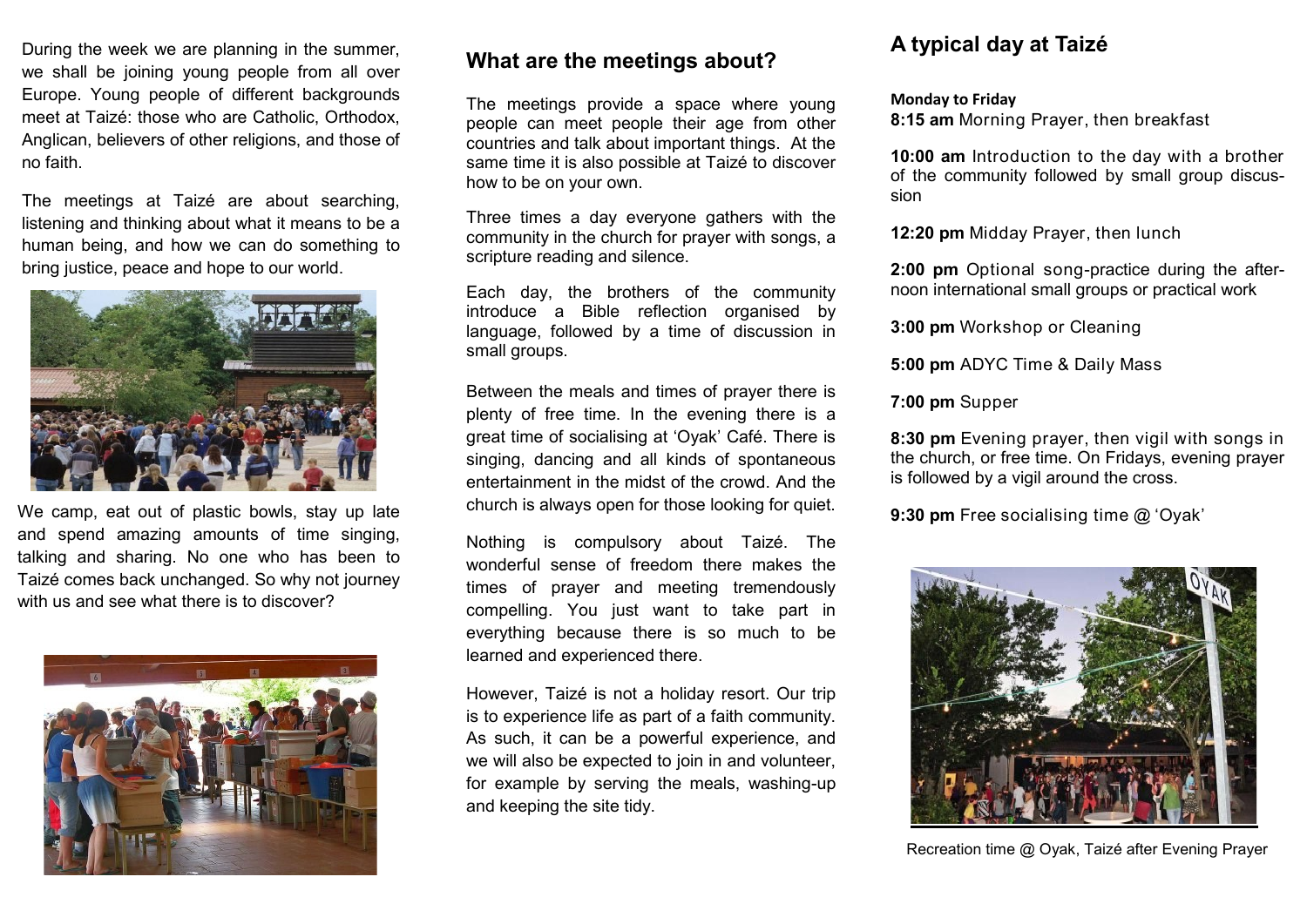During the week we are planning in the summer, we shall be joining young people from all over Europe. Young people of different backgrounds meet at Taizé: those who are Catholic, Orthodox, Anglican, believers of other religions, and those of no faith.

The meetings at Taizé are about searching, listening and thinking about what it means to be a human being, and how we can do something to bring justice, peace and hope to our world.

We camp, eat out of plastic bowls, stay up late and spend amazing amounts of time singing, talking and sharing. No one who has been to Taizé comes back unchanged. So why not journey with us and see what there is to discover?

## What are the meetings about?

The meetings provide a space where young people can meet people their age from other countries and talk about important things. At the same time it is also possible at Taizé to discover how to be on your own.

Three times a day everyone gathers with the community in the church for prayer with songs, a scripture reading and silence.

Each day, the brothers of the community introduce a Bible reflection organised by language, followed by a time of discussion in small groups.

Between the meals and times of prayer there is plenty of free time. In the evening there is a great time of socialising at 'Oyak' Café. There is singing, dancing and all kinds of spontaneous entertainment in the midst of the crowd. And the church is always open for those looking for quiet.

Nothing is compulsory about Taizé. The wonderful sense of freedom there makes the times of prayer and meeting tremendously compelling. You just want to take part in everything because there is so much to be learned and experienced there.

However, Taizé is not a holiday resort. Our trip is to experience life as part of a faith community. As such, it can be a powerful experience, and we will also be expected to join in and volunteer, for example by serving the meals, washing-up and keeping the site tidy.

## A typical day at Taizé

**Monday to Friday**

**8:15 am** Morning Prayer, then breakfast

**10:00 am** Introduction to the day with a brother of the community followed by small group discussion

**12:20 pm** Midday Prayer, then lunch

**2:00 pm** Optional song-practice during the afternoon international small groups or practical work

**3:00 pm** Workshop or Cleaning

**5:00 pm** ADYC Time & Daily Mass

**7:00 pm** Supper

**8:30 pm** Evening prayer, then vigil with songs in the church, or free time. On Fridays, evening prayer is followed by a vigil around the cross.

**9:30 pm** Free socialising time @ 'Oyak'

Recreation time @ Oyak, Taizé after Evening Prayer